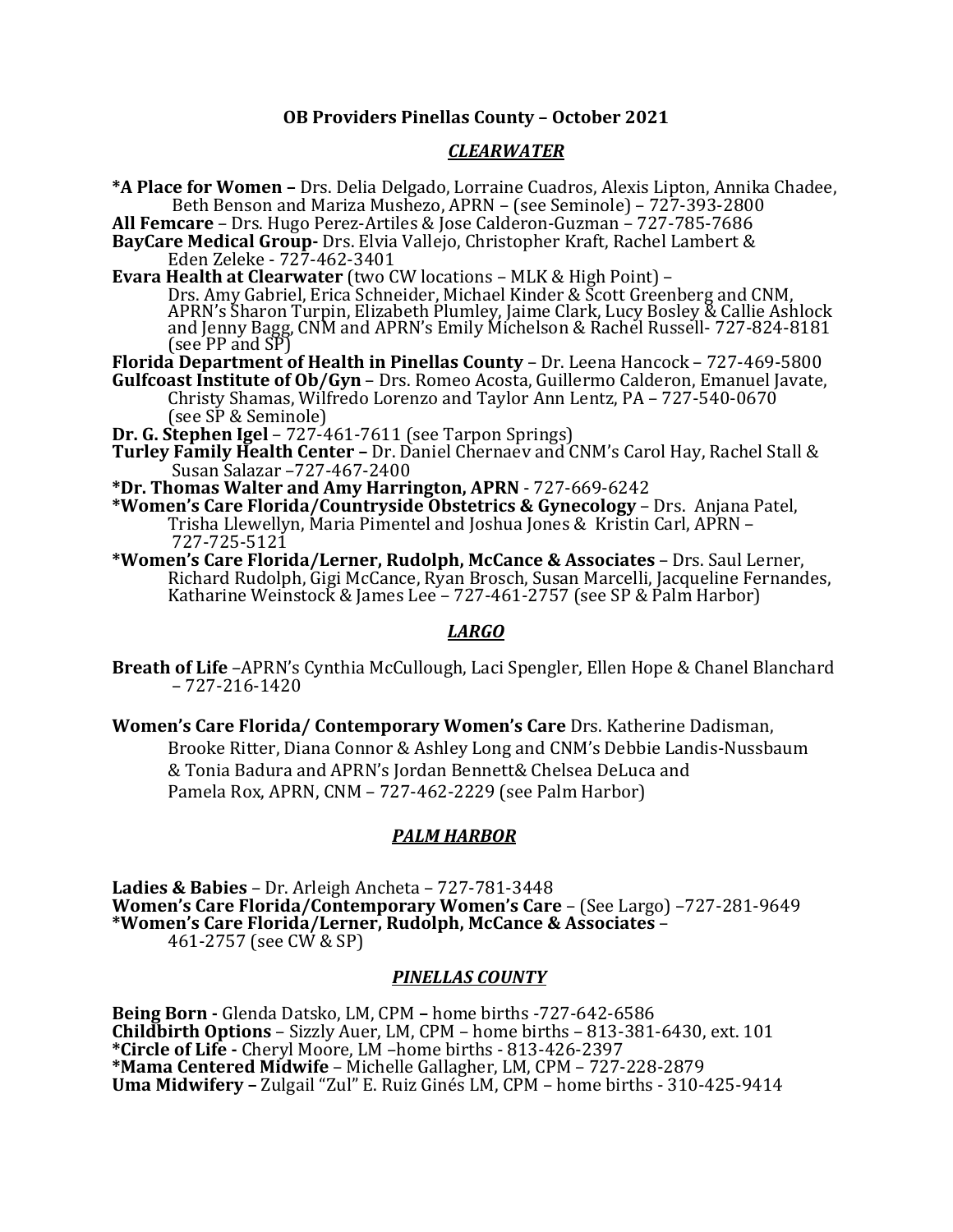# OB Providers Pinellas County – October 2021

## *CLEARWATER*

**\*A Place for Women –** Drs. Delia Delgado, Lorraine Cuadros, Alexis Lipton, Annika Chadee, Beth Benson and Mariza Mushezo, APRN – (see Seminole) – 727-393-2800

**All Femcare** – Drs. Hugo Perez-Artiles & Jose Calderon-Guzman – 727-785-7686

**BayCare Medical Group-** Drs. Elvia Vallejo, Christopher Kraft, Rachel Lambert & Eden Zeleke - 727-462-3401

**Evara Health at Clearwater** (two CW locations – MLK & High Point) – Drs. Amy Gabriel, Erica Schneider, Michael Kinder & Scott Greenberg and CNM, APRN's Sharon Turpin, Elizabeth Plumley, Jaime Clark, Lucy Bosley & Callie Ashlock and Jenny Bagg, CNM and APRN's Emily Michelson & Rachel Russell- 727-824-8181 (see PP and SP)

**Florida Department of Health in Pinellas County** – Dr. Leena Hancock – 727-469-5800

**Gulfcoast Institute of Ob/Gyn** – Drs. Romeo Acosta, Guillermo Calderon, Emanuel Javate, Christy Shamas, Wilfredo Lorenzo and Taylor Ann Lentz, PA – 727-540-0670 (see SP & Seminole)

**Dr. G. Stephen Igel** – 727-461-7611 (see Tarpon Springs)

**Turley Family Health Center –** Dr. Daniel Chernaev and CNM's Carol Hay, Rachel Stall & Susan Salazar –727-467-2400

**\*Dr. Thomas Walter and Amy Harrington, APRN** - 727-669-6242

**\*Women's Care Florida/Countryside Obstetrics & Gynecology** – Drs. Anjana Patel, Trisha Llewellyn, Maria Pimentel and Joshua Jones & Kristin Carl, APRN – 727-725-5121

**\*Women's Care Florida/Lerner, Rudolph, McCance & Associates** – Drs. Saul Lerner, Richard Rudolph, Gigi McCance, Ryan Brosch, Susan Marcelli, Jacqueline Fernandes, Katharine Weinstock & James Lee – 727-461-2757 (see SP & Palm Harbor)

## *LARGO*

**Breath of Life** –APRN's Cynthia McCullough, Laci Spengler, Ellen Hope & Chanel Blanchard – 727-216-1420

**Women's Care Florida/ Contemporary Women's Care** Drs. Katherine Dadisman, Brooke Ritter, Diana Connor & Ashley Long and CNM's Debbie Landis-Nussbaum & Tonia Badura and APRN's Jordan Bennett& Chelsea DeLuca and Pamela Rox, APRN, CNM – 727-462-2229 (see Palm Harbor)

## *PALM HARBOR*

**Ladies & Babies** – Dr. Arleigh Ancheta – 727-781-3448

**Women's Care Florida/Contemporary Women's Care** – (See Largo) –727-281-9649

**\*Women's Care Florida/Lerner, Rudolph, McCance & Associates** – 461-2757 (see CW & SP)

## *PINELLAS COUNTY*

**Being Born -** Glenda Datsko, LM, CPM **–** home births -727-642-6586

**Childbirth Options** – Sizzly Auer, LM, CPM – home births – 813-381-6430, ext. 101

**\*Circle of Life -** Cheryl Moore, LM –home births - 813-426-2397

**\*Mama Centered Midwife** – Michelle Gallagher, LM, CPM – 727-228-2879

**Uma Midwifery –** Zulgail "Zul" E. Ruiz Ginés LM, CPM – home births - 310-425-9414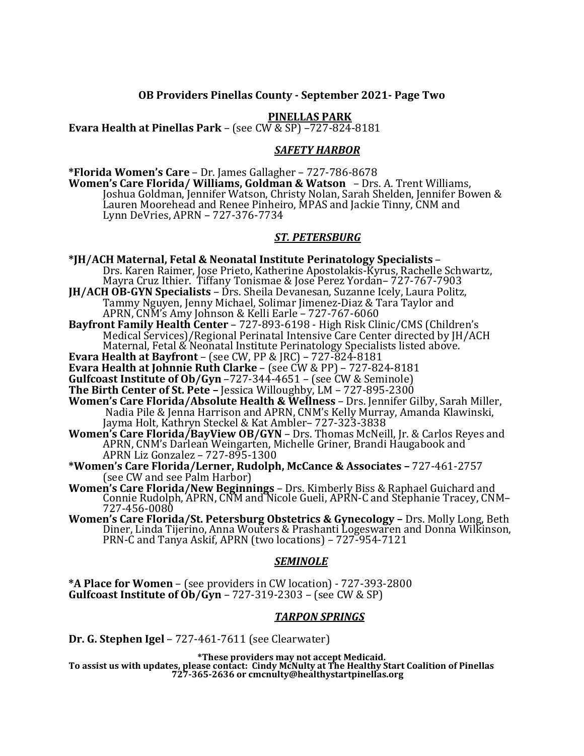**OB Providers Pinellas County - September 2021- Page Two**

**PINELLAS PARK**

**Evara Health at Pinellas Park** – (see CW & SP) –727-824-8181

***SAFETY HARBOR***

***Florida Women's Care** – Dr. James Gallagher – 727-786-8678

**Women's Care Florida/ Williams, Goldman & Watson** – Drs. A. Trent Williams, Joshua Goldman, Jennifer Watson, Christy Nolan, Sarah Shelden, Jennifer Bowen & Lauren Moorehead and Renee Pinheiro, MPAS and Jackie Tinny, CNM and Lynn DeVries, APRN – 727-376-7734

***ST. PETERSBURG***

***JH/ACH Maternal, Fetal & Neonatal Institute Perinatology Specialists** – Drs. Karen Raimer, Jose Prieto, Katherine Apostolakis-Kyrus, Rachelle Schwartz, Mayra Cruz Ithier. Tiffany Tonismae & Jose Perez Yordan– 727-767-7903

**JH/ACH OB-GYN Specialists** – Drs. Sheila Devanesan, Suzanne Icely, Laura Politz, Tammy Nguyen, Jenny Michael, Solimar Jimenez-Diaz & Tara Taylor and APRN, CNM's Amy Johnson & Kelli Earle – 727-767-6060

**Bayfront Family Health Center** – 727-893-6198 - High Risk Clinic/CMS (Children's Medical Services)/Regional Perinatal Intensive Care Center directed by JH/ACH Maternal, Fetal & Neonatal Institute Perinatology Specialists listed above.

**Evara Health at Bayfront** – (see CW, PP & JRC) – 727-824-8181

**Evara Health at Johnnie Ruth Clarke** – (see CW & PP) – 727-824-8181

**Gulfcoast Institute of Ob/Gyn** –727-344-4651 – (see CW & Seminole)

**The Birth Center of St. Pete –** Jessica Willoughby, LM – 727-895-2300

**Women's Care Florida/Absolute Health & Wellness** – Drs. Jennifer Gilby, Sarah Miller, Nadia Pile & Jenna Harrison and APRN, CNM's Kelly Murray, Amanda Klawinski, Jayma Holt, Kathryn Steckel & Kat Ambler– 727-323-3838

**Women's Care Florida/BayView OB/GYN** – Drs. Thomas McNeill, Jr. & Carlos Reyes and APRN, CNM's Darlean Weingarten, Michelle Griner, Brandi Haugabook and APRN Liz Gonzalez – 727-895-1300

***Women's Care Florida/Lerner, Rudolph, McCance & Associates –** 727-461-2757 (see CW and see Palm Harbor)

**Women's Care Florida/New Beginnings** – Drs. Kimberly Biss & Raphael Guichard and Connie Rudolph, APRN, CNM and Nicole Gueli, APRN-C and Stephanie Tracey, CNM– 727-456-0080

**Women's Care Florida/St. Petersburg Obstetrics & Gynecology –** Drs. Molly Long, Beth Diner, Linda Tijerino, Anna Wouters & Prashanti Logeswaren and Donna Wilkinson, PRN-C and Tanya Askif, APRN (two locations) – 727-954-7121

***SEMINOLE***

***A Place for Women** – (see providers in CW location) - 727-393-2800

**Gulfcoast Institute of Ob/Gyn** – 727-319-2303 – (see CW & SP)

***TARPON SPRINGS***

**Dr. G. Stephen Igel** – 727-461-7611 (see Clearwater)

***These providers may not accept Medicaid.**

**To assist us with updates, please contact: Cindy McNulty at The Healthy Start Coalition of Pinellas 727-365-2636 or cmcnulty@healthystartpinellas.org**